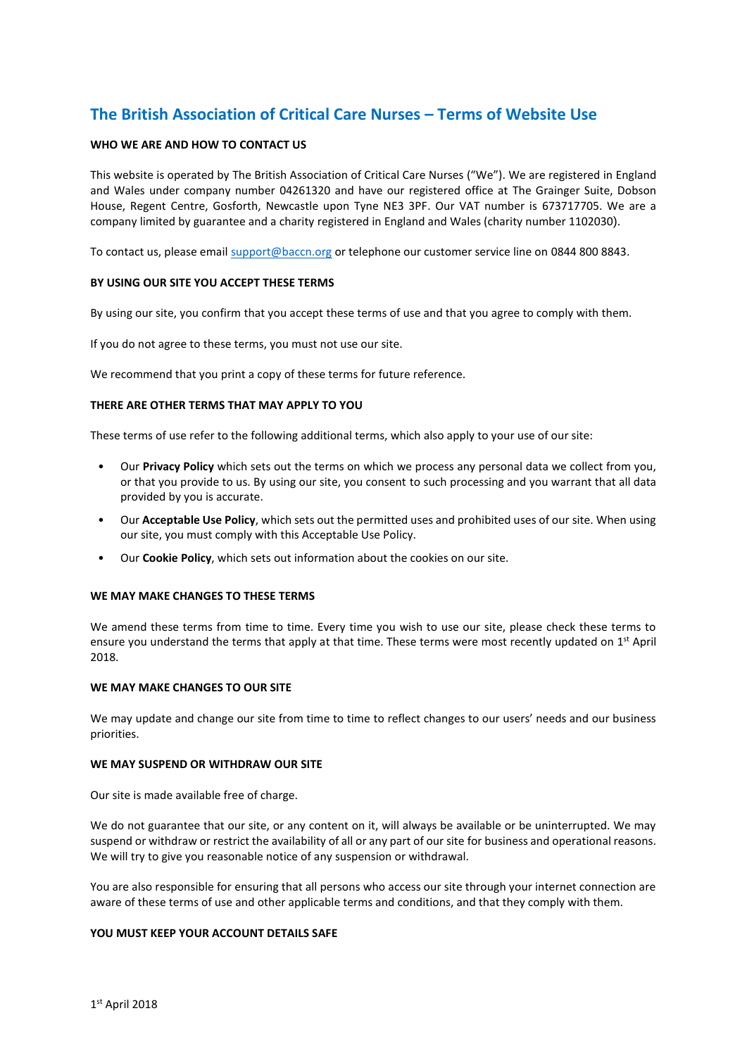# The British Association of Critical Care Nurses – Terms of Website Use

## WHO WE ARE AND HOW TO CONTACT US

This website is operated by The British Association of Critical Care Nurses ("We"). We are registered in England and Wales under company number 04261320 and have our registered office at The Grainger Suite, Dobson House, Regent Centre, Gosforth, Newcastle upon Tyne NE3 3PF. Our VAT number is 673717705. We are a company limited by guarantee and a charity registered in England and Wales (charity number 1102030).

To contact us, please email support@baccn.org or telephone our customer service line on 0844 800 8843.

## BY USING OUR SITE YOU ACCEPT THESE TERMS

By using our site, you confirm that you accept these terms of use and that you agree to comply with them.

If you do not agree to these terms, you must not use our site.

We recommend that you print a copy of these terms for future reference.

## THERE ARE OTHER TERMS THAT MAY APPLY TO YOU

These terms of use refer to the following additional terms, which also apply to your use of our site:

- Our **Privacy Policy** which sets out the terms on which we process any personal data we collect from you, or that you provide to us. By using our site, you consent to such processing and you warrant that all data provided by you is accurate.
- Our **Acceptable Use Policy**, which sets out the permitted uses and prohibited uses of our site. When using our site, you must comply with this Acceptable Use Policy.
- Our **Cookie Policy**, which sets out information about the cookies on our site.

## WE MAY MAKE CHANGES TO THESE TERMS

We amend these terms from time to time. Every time you wish to use our site, please check these terms to ensure you understand the terms that apply at that time. These terms were most recently updated on 1st April 2018.

## WE MAY MAKE CHANGES TO OUR SITE

We may update and change our site from time to time to reflect changes to our users' needs and our business priorities.

## WE MAY SUSPEND OR WITHDRAW OUR SITE

Our site is made available free of charge.

We do not guarantee that our site, or any content on it, will always be available or be uninterrupted. We may suspend or withdraw or restrict the availability of all or any part of our site for business and operational reasons. We will try to give you reasonable notice of any suspension or withdrawal.

You are also responsible for ensuring that all persons who access our site through your internet connection are aware of these terms of use and other applicable terms and conditions, and that they comply with them.

## YOU MUST KEEP YOUR ACCOUNT DETAILS SAFE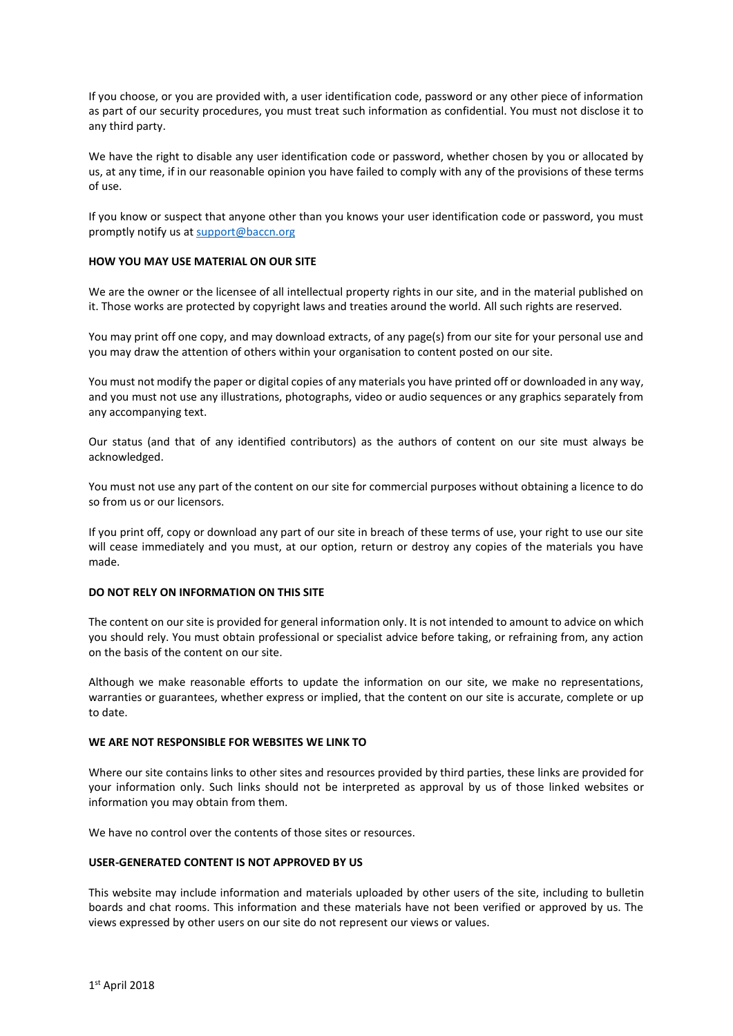If you choose, or you are provided with, a user identification code, password or any other piece of information as part of our security procedures, you must treat such information as confidential. You must not disclose it to any third party.

We have the right to disable any user identification code or password, whether chosen by you or allocated by us, at any time, if in our reasonable opinion you have failed to comply with any of the provisions of these terms of use.

If you know or suspect that anyone other than you knows your user identification code or password, you must promptly notify us at support@baccn.org

**HOW YOU MAY USE MATERIAL ON OUR SITE**

We are the owner or the licensee of all intellectual property rights in our site, and in the material published on it. Those works are protected by copyright laws and treaties around the world. All such rights are reserved.

You may print off one copy, and may download extracts, of any page(s) from our site for your personal use and you may draw the attention of others within your organisation to content posted on our site.

You must not modify the paper or digital copies of any materials you have printed off or downloaded in any way, and you must not use any illustrations, photographs, video or audio sequences or any graphics separately from any accompanying text.

Our status (and that of any identified contributors) as the authors of content on our site must always be acknowledged.

You must not use any part of the content on our site for commercial purposes without obtaining a licence to do so from us or our licensors.

If you print off, copy or download any part of our site in breach of these terms of use, your right to use our site will cease immediately and you must, at our option, return or destroy any copies of the materials you have made.

**DO NOT RELY ON INFORMATION ON THIS SITE**

The content on our site is provided for general information only. It is not intended to amount to advice on which you should rely. You must obtain professional or specialist advice before taking, or refraining from, any action on the basis of the content on our site.

Although we make reasonable efforts to update the information on our site, we make no representations, warranties or guarantees, whether express or implied, that the content on our site is accurate, complete or up to date.

**WE ARE NOT RESPONSIBLE FOR WEBSITES WE LINK TO**

Where our site contains links to other sites and resources provided by third parties, these links are provided for your information only. Such links should not be interpreted as approval by us of those linked websites or information you may obtain from them.

We have no control over the contents of those sites or resources.

**USER-GENERATED CONTENT IS NOT APPROVED BY US**

This website may include information and materials uploaded by other users of the site, including to bulletin boards and chat rooms. This information and these materials have not been verified or approved by us. The views expressed by other users on our site do not represent our views or values.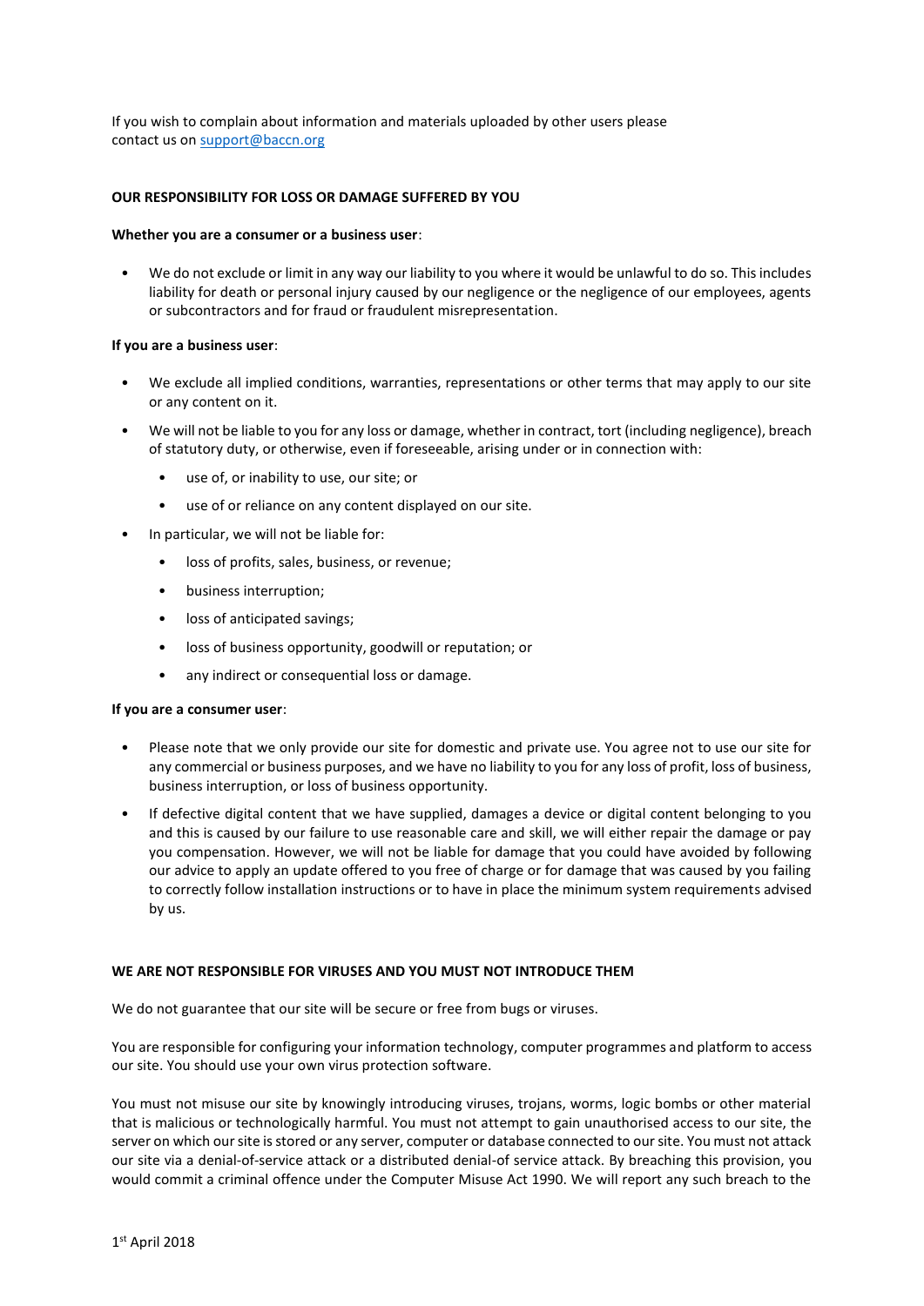If you wish to complain about information and materials uploaded by other users please contact us on [support@baccn.org](mailto:support@baccn.org)

**OUR RESPONSIBILITY FOR LOSS OR DAMAGE SUFFERED BY YOU**

**Whether you are a consumer or a business user**:

- We do not exclude or limit in any way our liability to you where it would be unlawful to do so. This includes liability for death or personal injury caused by our negligence or the negligence of our employees, agents or subcontractors and for fraud or fraudulent misrepresentation.

**If you are a business user**:

- We exclude all implied conditions, warranties, representations or other terms that may apply to our site or any content on it.
- We will not be liable to you for any loss or damage, whether in contract, tort (including negligence), breach of statutory duty, or otherwise, even if foreseeable, arising under or in connection with:
    - use of, or inability to use, our site; or
    - use of or reliance on any content displayed on our site.
- In particular, we will not be liable for:
    - loss of profits, sales, business, or revenue;
    - business interruption;
    - loss of anticipated savings;
    - loss of business opportunity, goodwill or reputation; or
    - any indirect or consequential loss or damage.

**If you are a consumer user**:

- Please note that we only provide our site for domestic and private use. You agree not to use our site for any commercial or business purposes, and we have no liability to you for any loss of profit, loss of business, business interruption, or loss of business opportunity.
- If defective digital content that we have supplied, damages a device or digital content belonging to you and this is caused by our failure to use reasonable care and skill, we will either repair the damage or pay you compensation. However, we will not be liable for damage that you could have avoided by following our advice to apply an update offered to you free of charge or for damage that was caused by you failing to correctly follow installation instructions or to have in place the minimum system requirements advised by us.

**WE ARE NOT RESPONSIBLE FOR VIRUSES AND YOU MUST NOT INTRODUCE THEM**

We do not guarantee that our site will be secure or free from bugs or viruses.

You are responsible for configuring your information technology, computer programmes and platform to access our site. You should use your own virus protection software.

You must not misuse our site by knowingly introducing viruses, trojans, worms, logic bombs or other material that is malicious or technologically harmful. You must not attempt to gain unauthorised access to our site, the server on which our site is stored or any server, computer or database connected to our site. You must not attack our site via a denial-of-service attack or a distributed denial-of service attack. By breaching this provision, you would commit a criminal offence under the Computer Misuse Act 1990. We will report any such breach to the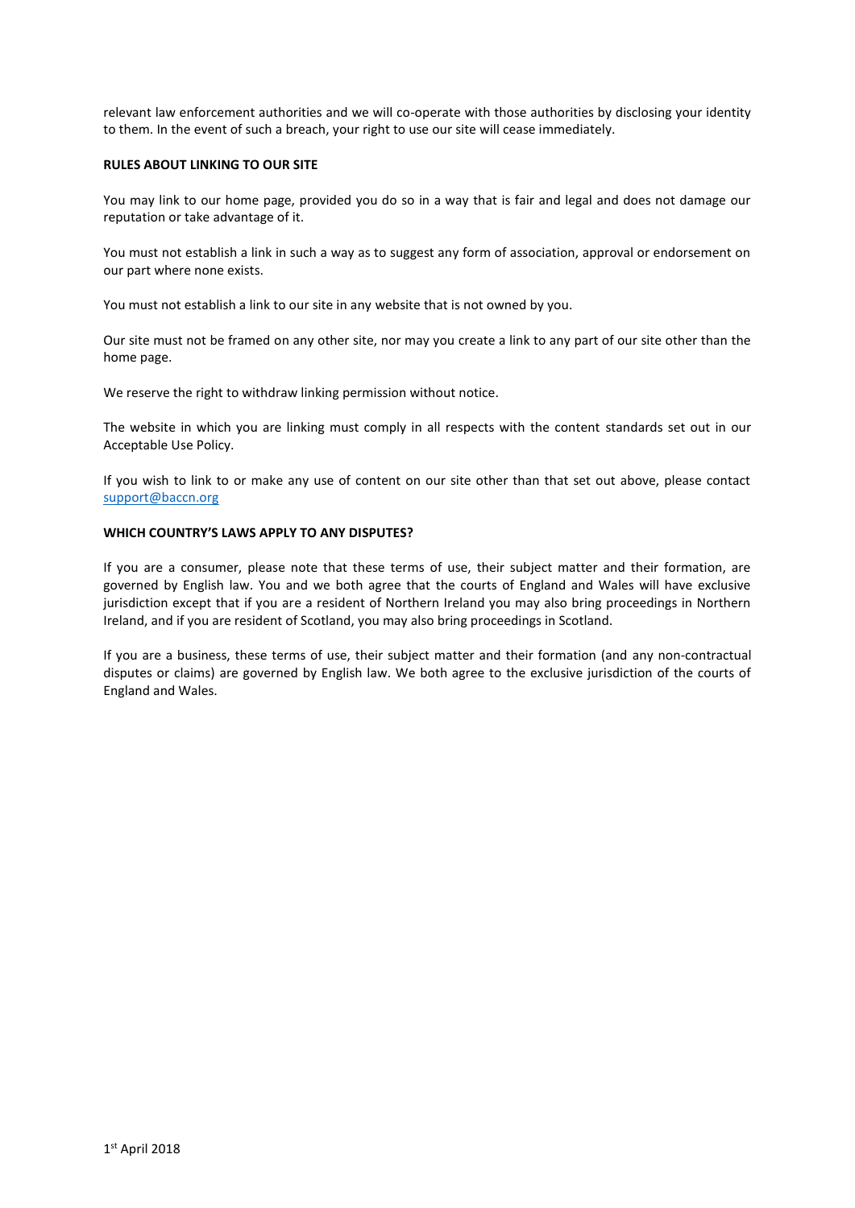relevant law enforcement authorities and we will co-operate with those authorities by disclosing your identity to them. In the event of such a breach, your right to use our site will cease immediately.

**RULES ABOUT LINKING TO OUR SITE**

You may link to our home page, provided you do so in a way that is fair and legal and does not damage our reputation or take advantage of it.

You must not establish a link in such a way as to suggest any form of association, approval or endorsement on our part where none exists.

You must not establish a link to our site in any website that is not owned by you.

Our site must not be framed on any other site, nor may you create a link to any part of our site other than the home page.

We reserve the right to withdraw linking permission without notice.

The website in which you are linking must comply in all respects with the content standards set out in our Acceptable Use Policy.

If you wish to link to or make any use of content on our site other than that set out above, please contact support@baccn.org

**WHICH COUNTRY'S LAWS APPLY TO ANY DISPUTES?**

If you are a consumer, please note that these terms of use, their subject matter and their formation, are governed by English law. You and we both agree that the courts of England and Wales will have exclusive jurisdiction except that if you are a resident of Northern Ireland you may also bring proceedings in Northern Ireland, and if you are resident of Scotland, you may also bring proceedings in Scotland.

If you are a business, these terms of use, their subject matter and their formation (and any non-contractual disputes or claims) are governed by English law. We both agree to the exclusive jurisdiction of the courts of England and Wales.

1st April 2018